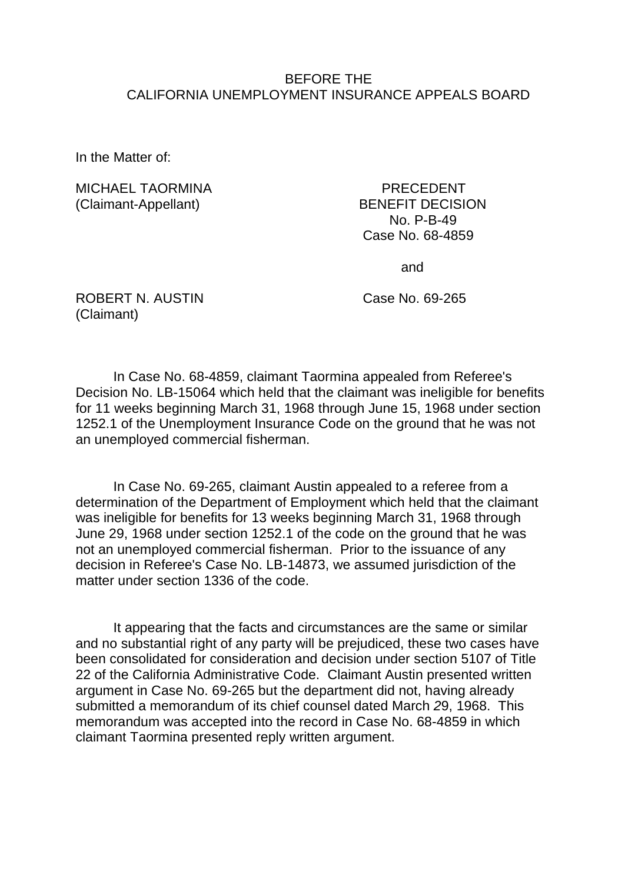BEFORE THE
CALIFORNIA UNEMPLOYMENT INSURANCE APPEALS BOARD

In the Matter of:

MICHAEL TAORMINA
(Claimant-Appellant)

PRECEDENT
BENEFIT DECISION
No. P-B-49
Case No. 68-4859

and

ROBERT N. AUSTIN
(Claimant)

Case No. 69-265

In Case No. 68-4859, claimant Taormina appealed from Referee's Decision No. LB-15064 which held that the claimant was ineligible for benefits for 11 weeks beginning March 31, 1968 through June 15, 1968 under section 1252.1 of the Unemployment Insurance Code on the ground that he was not an unemployed commercial fisherman.

In Case No. 69-265, claimant Austin appealed to a referee from a determination of the Department of Employment which held that the claimant was ineligible for benefits for 13 weeks beginning March 31, 1968 through June 29, 1968 under section 1252.1 of the code on the ground that he was not an unemployed commercial fisherman. Prior to the issuance of any decision in Referee's Case No. LB-14873, we assumed jurisdiction of the matter under section 1336 of the code.

It appearing that the facts and circumstances are the same or similar and no substantial right of any party will be prejudiced, these two cases have been consolidated for consideration and decision under section 5107 of Title 22 of the California Administrative Code. Claimant Austin presented written argument in Case No. 69-265 but the department did not, having already submitted a memorandum of its chief counsel dated March 29, 1968. This memorandum was accepted into the record in Case No. 68-4859 in which claimant Taormina presented reply written argument.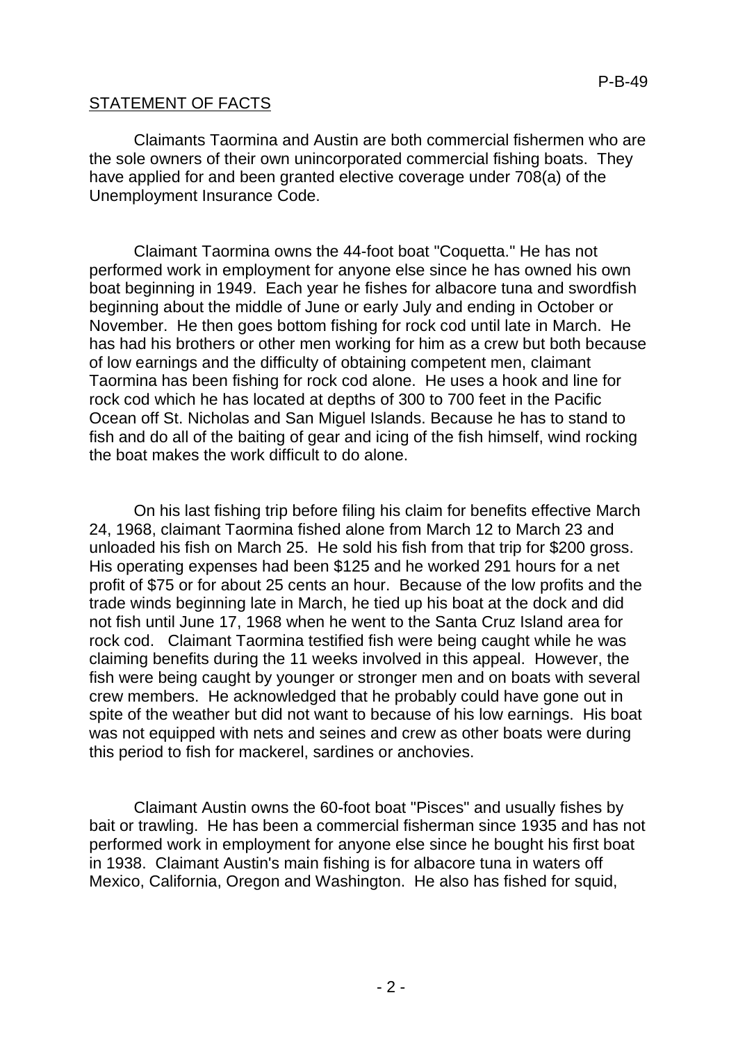STATEMENT OF FACTS

Claimants Taormina and Austin are both commercial fishermen who are the sole owners of their own unincorporated commercial fishing boats. They have applied for and been granted elective coverage under 708(a) of the Unemployment Insurance Code.

Claimant Taormina owns the 44-foot boat "Coquetta." He has not performed work in employment for anyone else since he has owned his own boat beginning in 1949. Each year he fishes for albacore tuna and swordfish beginning about the middle of June or early July and ending in October or November. He then goes bottom fishing for rock cod until late in March. He has had his brothers or other men working for him as a crew but both because of low earnings and the difficulty of obtaining competent men, claimant Taormina has been fishing for rock cod alone. He uses a hook and line for rock cod which he has located at depths of 300 to 700 feet in the Pacific Ocean off St. Nicholas and San Miguel Islands. Because he has to stand to fish and do all of the baiting of gear and icing of the fish himself, wind rocking the boat makes the work difficult to do alone.

On his last fishing trip before filing his claim for benefits effective March 24, 1968, claimant Taormina fished alone from March 12 to March 23 and unloaded his fish on March 25. He sold his fish from that trip for $200 gross. His operating expenses had been $125 and he worked 291 hours for a net profit of $75 or for about 25 cents an hour. Because of the low profits and the trade winds beginning late in March, he tied up his boat at the dock and did not fish until June 17, 1968 when he went to the Santa Cruz Island area for rock cod. Claimant Taormina testified fish were being caught while he was claiming benefits during the 11 weeks involved in this appeal. However, the fish were being caught by younger or stronger men and on boats with several crew members. He acknowledged that he probably could have gone out in spite of the weather but did not want to because of his low earnings. His boat was not equipped with nets and seines and crew as other boats were during this period to fish for mackerel, sardines or anchovies.

Claimant Austin owns the 60-foot boat "Pisces" and usually fishes by bait or trawling. He has been a commercial fisherman since 1935 and has not performed work in employment for anyone else since he bought his first boat in 1938. Claimant Austin's main fishing is for albacore tuna in waters off Mexico, California, Oregon and Washington. He also has fished for squid,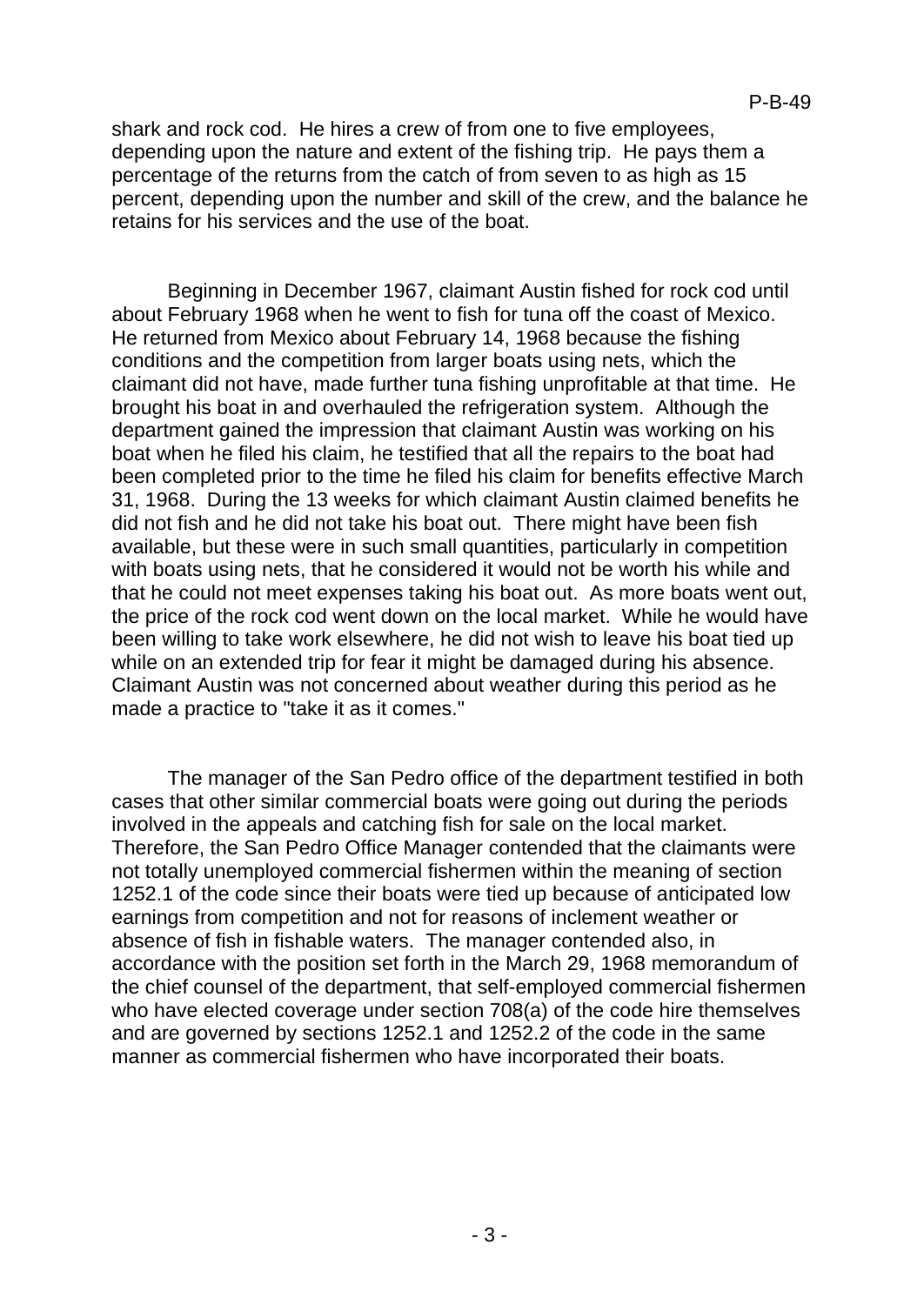shark and rock cod. He hires a crew of from one to five employees, depending upon the nature and extent of the fishing trip. He pays them a percentage of the returns from the catch of from seven to as high as 15 percent, depending upon the number and skill of the crew, and the balance he retains for his services and the use of the boat.

Beginning in December 1967, claimant Austin fished for rock cod until about February 1968 when he went to fish for tuna off the coast of Mexico. He returned from Mexico about February 14, 1968 because the fishing conditions and the competition from larger boats using nets, which the claimant did not have, made further tuna fishing unprofitable at that time. He brought his boat in and overhauled the refrigeration system. Although the department gained the impression that claimant Austin was working on his boat when he filed his claim, he testified that all the repairs to the boat had been completed prior to the time he filed his claim for benefits effective March 31, 1968. During the 13 weeks for which claimant Austin claimed benefits he did not fish and he did not take his boat out. There might have been fish available, but these were in such small quantities, particularly in competition with boats using nets, that he considered it would not be worth his while and that he could not meet expenses taking his boat out. As more boats went out, the price of the rock cod went down on the local market. While he would have been willing to take work elsewhere, he did not wish to leave his boat tied up while on an extended trip for fear it might be damaged during his absence. Claimant Austin was not concerned about weather during this period as he made a practice to "take it as it comes."

The manager of the San Pedro office of the department testified in both cases that other similar commercial boats were going out during the periods involved in the appeals and catching fish for sale on the local market. Therefore, the San Pedro Office Manager contended that the claimants were not totally unemployed commercial fishermen within the meaning of section 1252.1 of the code since their boats were tied up because of anticipated low earnings from competition and not for reasons of inclement weather or absence of fish in fishable waters. The manager contended also, in accordance with the position set forth in the March 29, 1968 memorandum of the chief counsel of the department, that self-employed commercial fishermen who have elected coverage under section 708(a) of the code hire themselves and are governed by sections 1252.1 and 1252.2 of the code in the same manner as commercial fishermen who have incorporated their boats.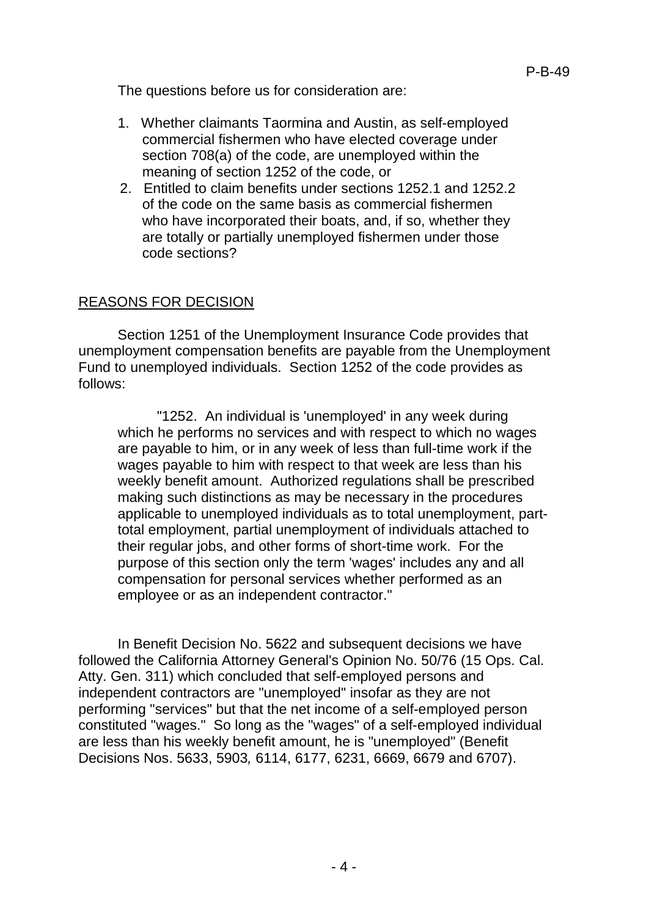The questions before us for consideration are:

1. Whether claimants Taormina and Austin, as self-employed commercial fishermen who have elected coverage under section 708(a) of the code, are unemployed within the meaning of section 1252 of the code, or
2. Entitled to claim benefits under sections 1252.1 and 1252.2 of the code on the same basis as commercial fishermen who have incorporated their boats, and, if so, whether they are totally or partially unemployed fishermen under those code sections?

## REASONS FOR DECISION

Section 1251 of the Unemployment Insurance Code provides that unemployment compensation benefits are payable from the Unemployment Fund to unemployed individuals. Section 1252 of the code provides as follows:

> "1252. An individual is 'unemployed' in any week during which he performs no services and with respect to which no wages are payable to him, or in any week of less than full-time work if the wages payable to him with respect to that week are less than his weekly benefit amount. Authorized regulations shall be prescribed making such distinctions as may be necessary in the procedures applicable to unemployed individuals as to total unemployment, part-total employment, partial unemployment of individuals attached to their regular jobs, and other forms of short-time work. For the purpose of this section only the term 'wages' includes any and all compensation for personal services whether performed as an employee or as an independent contractor."

In Benefit Decision No. 5622 and subsequent decisions we have followed the California Attorney General's Opinion No. 50/76 (15 Ops. Cal. Atty. Gen. 311) which concluded that self-employed persons and independent contractors are "unemployed" insofar as they are not performing "services" but that the net income of a self-employed person constituted "wages." So long as the "wages" of a self-employed individual are less than his weekly benefit amount, he is "unemployed" (Benefit Decisions Nos. 5633, 5903, 6114, 6177, 6231, 6669, 6679 and 6707).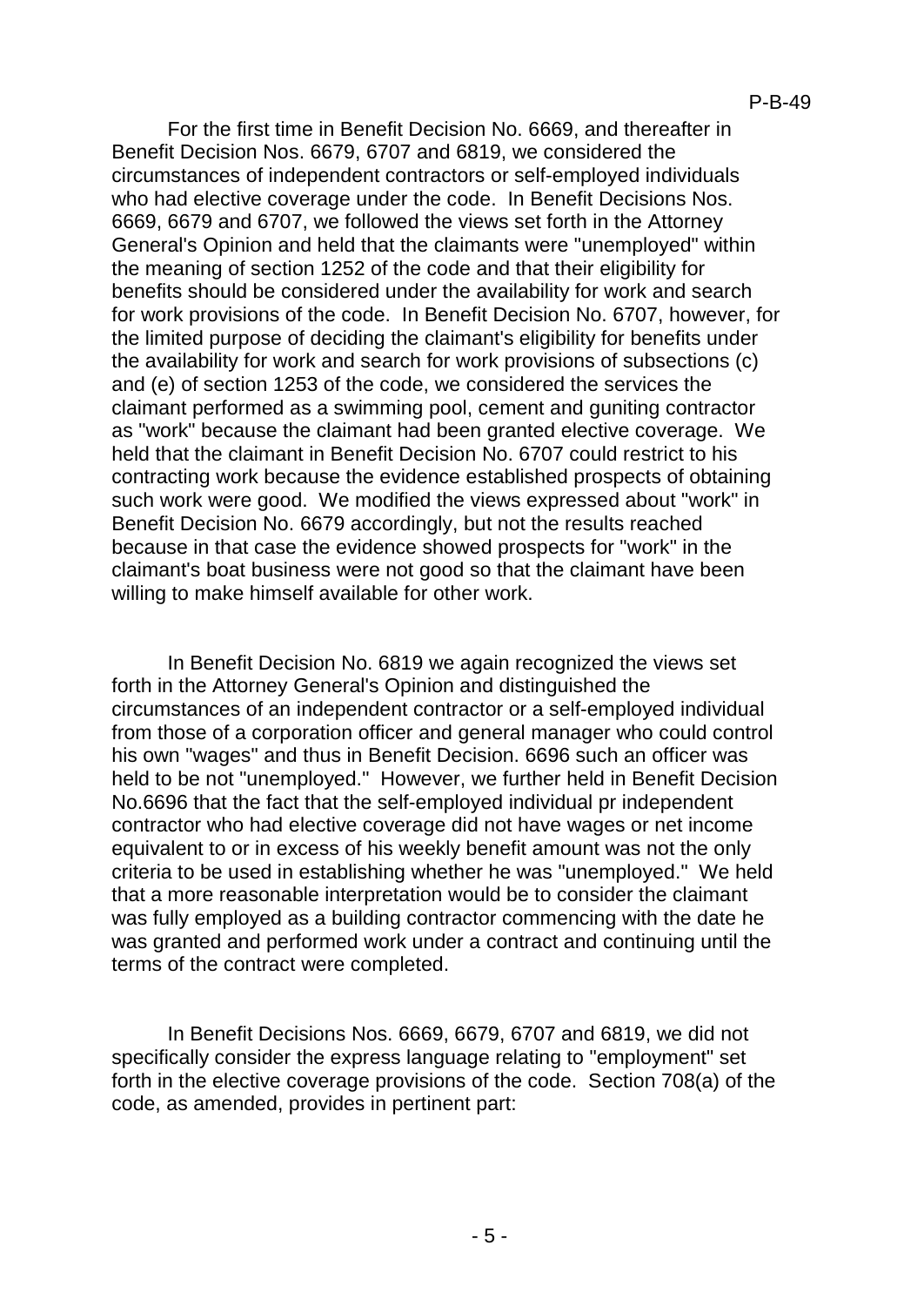For the first time in Benefit Decision No. 6669, and thereafter in Benefit Decision Nos. 6679, 6707 and 6819, we considered the circumstances of independent contractors or self-employed individuals who had elective coverage under the code. In Benefit Decisions Nos. 6669, 6679 and 6707, we followed the views set forth in the Attorney General's Opinion and held that the claimants were "unemployed" within the meaning of section 1252 of the code and that their eligibility for benefits should be considered under the availability for work and search for work provisions of the code. In Benefit Decision No. 6707, however, for the limited purpose of deciding the claimant's eligibility for benefits under the availability for work and search for work provisions of subsections (c) and (e) of section 1253 of the code, we considered the services the claimant performed as a swimming pool, cement and guniting contractor as "work" because the claimant had been granted elective coverage. We held that the claimant in Benefit Decision No. 6707 could restrict to his contracting work because the evidence established prospects of obtaining such work were good. We modified the views expressed about "work" in Benefit Decision No. 6679 accordingly, but not the results reached because in that case the evidence showed prospects for "work" in the claimant's boat business were not good so that the claimant have been willing to make himself available for other work.

In Benefit Decision No. 6819 we again recognized the views set forth in the Attorney General's Opinion and distinguished the circumstances of an independent contractor or a self-employed individual from those of a corporation officer and general manager who could control his own "wages" and thus in Benefit Decision. 6696 such an officer was held to be not "unemployed." However, we further held in Benefit Decision No.6696 that the fact that the self-employed individual pr independent contractor who had elective coverage did not have wages or net income equivalent to or in excess of his weekly benefit amount was not the only criteria to be used in establishing whether he was "unemployed." We held that a more reasonable interpretation would be to consider the claimant was fully employed as a building contractor commencing with the date he was granted and performed work under a contract and continuing until the terms of the contract were completed.

In Benefit Decisions Nos. 6669, 6679, 6707 and 6819, we did not specifically consider the express language relating to "employment" set forth in the elective coverage provisions of the code. Section 708(a) of the code, as amended, provides in pertinent part: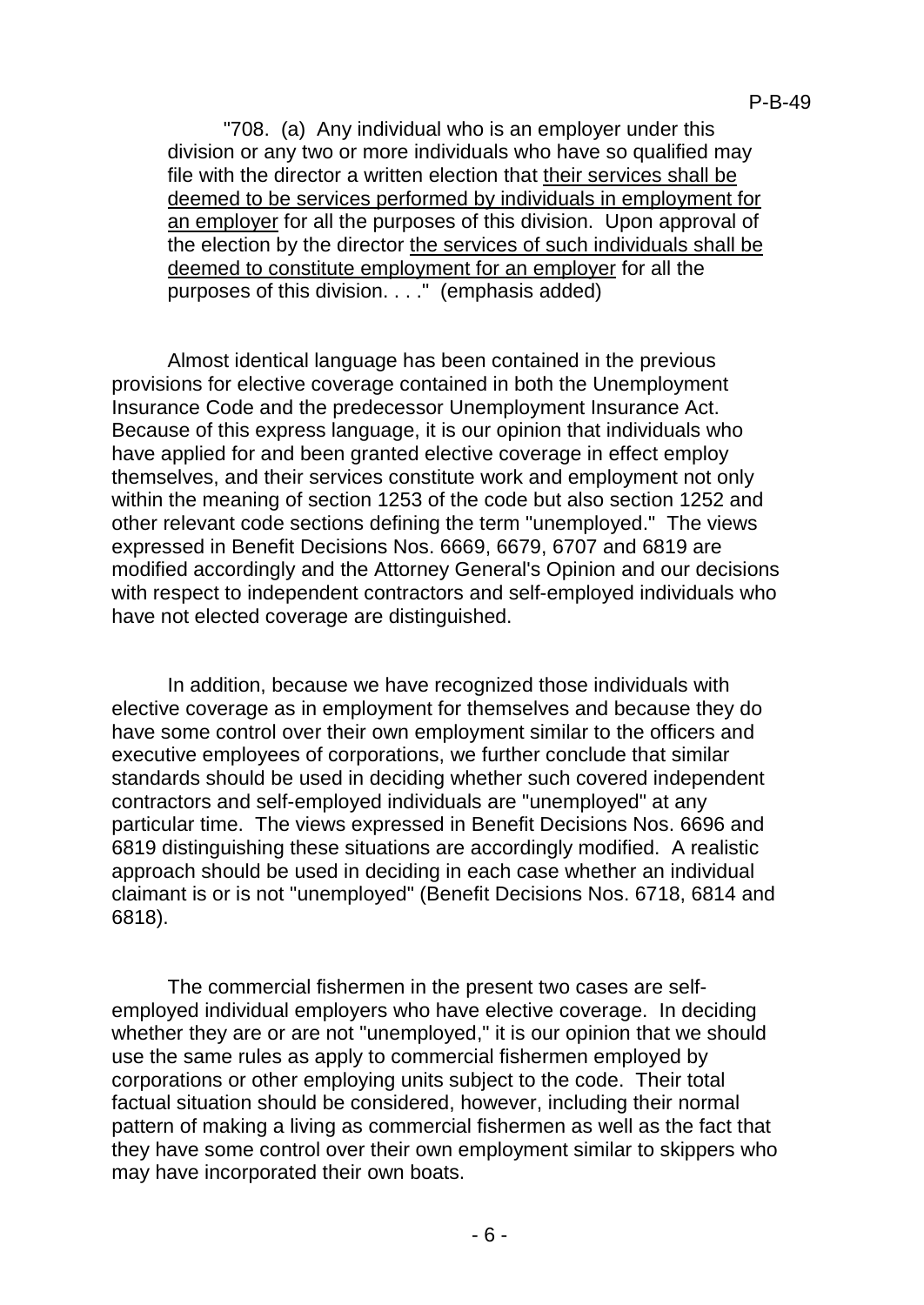> "708. (a) Any individual who is an employer under this division or any two or more individuals who have so qualified may file with the director a written election that <u>their services shall be deemed to be services performed by individuals in employment for an employer</u> for all the purposes of this division. Upon approval of the election by the director <u>the services of such individuals shall be deemed to constitute employment for an employer</u> for all the purposes of this division. . . ." (emphasis added)

Almost identical language has been contained in the previous provisions for elective coverage contained in both the Unemployment Insurance Code and the predecessor Unemployment Insurance Act. Because of this express language, it is our opinion that individuals who have applied for and been granted elective coverage in effect employ themselves, and their services constitute work and employment not only within the meaning of section 1253 of the code but also section 1252 and other relevant code sections defining the term "unemployed." The views expressed in Benefit Decisions Nos. 6669, 6679, 6707 and 6819 are modified accordingly and the Attorney General's Opinion and our decisions with respect to independent contractors and self-employed individuals who have not elected coverage are distinguished.

In addition, because we have recognized those individuals with elective coverage as in employment for themselves and because they do have some control over their own employment similar to the officers and executive employees of corporations, we further conclude that similar standards should be used in deciding whether such covered independent contractors and self-employed individuals are "unemployed" at any particular time. The views expressed in Benefit Decisions Nos. 6696 and 6819 distinguishing these situations are accordingly modified. A realistic approach should be used in deciding in each case whether an individual claimant is or is not "unemployed" (Benefit Decisions Nos. 6718, 6814 and 6818).

The commercial fishermen in the present two cases are self-employed individual employers who have elective coverage. In deciding whether they are or are not "unemployed," it is our opinion that we should use the same rules as apply to commercial fishermen employed by corporations or other employing units subject to the code. Their total factual situation should be considered, however, including their normal pattern of making a living as commercial fishermen as well as the fact that they have some control over their own employment similar to skippers who may have incorporated their own boats.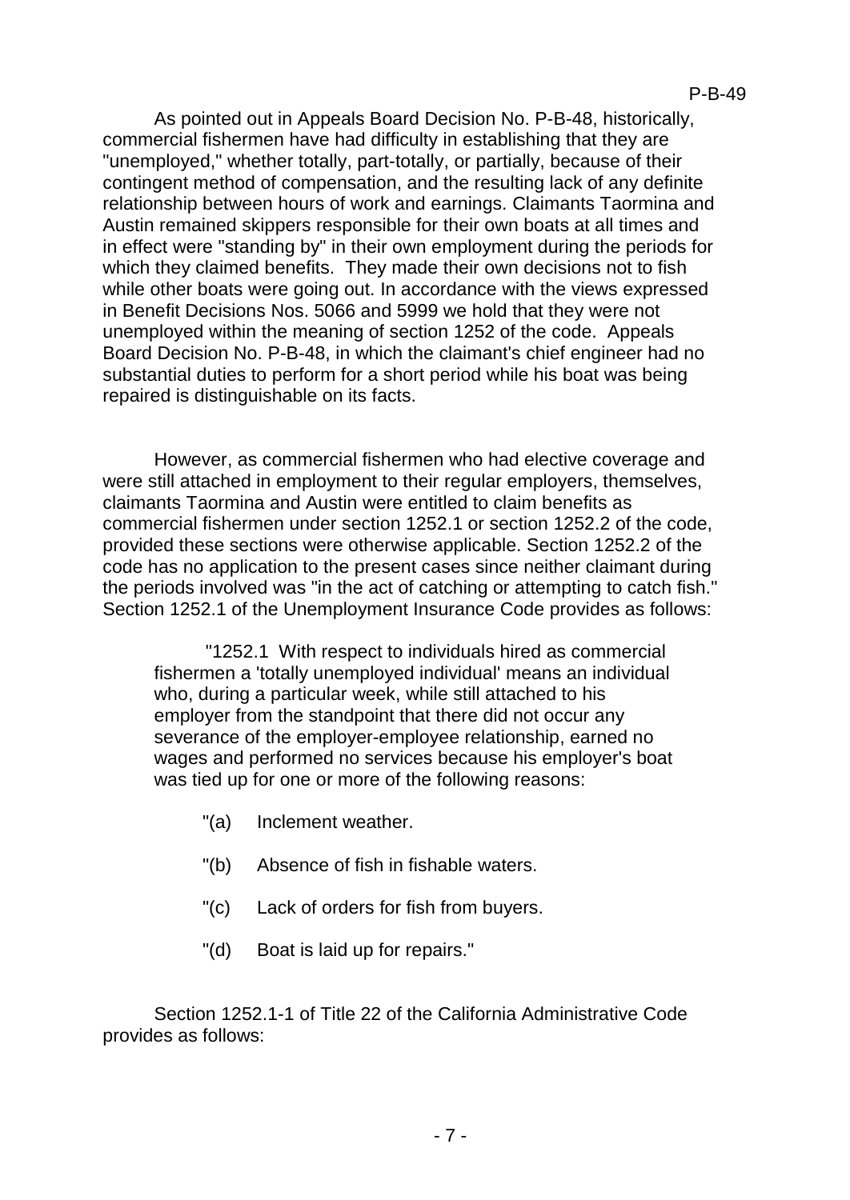As pointed out in Appeals Board Decision No. P-B-48, historically, commercial fishermen have had difficulty in establishing that they are "unemployed," whether totally, part-totally, or partially, because of their contingent method of compensation, and the resulting lack of any definite relationship between hours of work and earnings. Claimants Taormina and Austin remained skippers responsible for their own boats at all times and in effect were "standing by" in their own employment during the periods for which they claimed benefits. They made their own decisions not to fish while other boats were going out. In accordance with the views expressed in Benefit Decisions Nos. 5066 and 5999 we hold that they were not unemployed within the meaning of section 1252 of the code. Appeals Board Decision No. P-B-48, in which the claimant's chief engineer had no substantial duties to perform for a short period while his boat was being repaired is distinguishable on its facts.

However, as commercial fishermen who had elective coverage and were still attached in employment to their regular employers, themselves, claimants Taormina and Austin were entitled to claim benefits as commercial fishermen under section 1252.1 or section 1252.2 of the code, provided these sections were otherwise applicable. Section 1252.2 of the code has no application to the present cases since neither claimant during the periods involved was "in the act of catching or attempting to catch fish." Section 1252.1 of the Unemployment Insurance Code provides as follows:

> "1252.1 With respect to individuals hired as commercial fishermen a 'totally unemployed individual' means an individual who, during a particular week, while still attached to his employer from the standpoint that there did not occur any severance of the employer-employee relationship, earned no wages and performed no services because his employer's boat was tied up for one or more of the following reasons:
>
> "(a) Inclement weather.
>
> "(b) Absence of fish in fishable waters.
>
> "(c) Lack of orders for fish from buyers.
>
> "(d) Boat is laid up for repairs."

Section 1252.1-1 of Title 22 of the California Administrative Code provides as follows: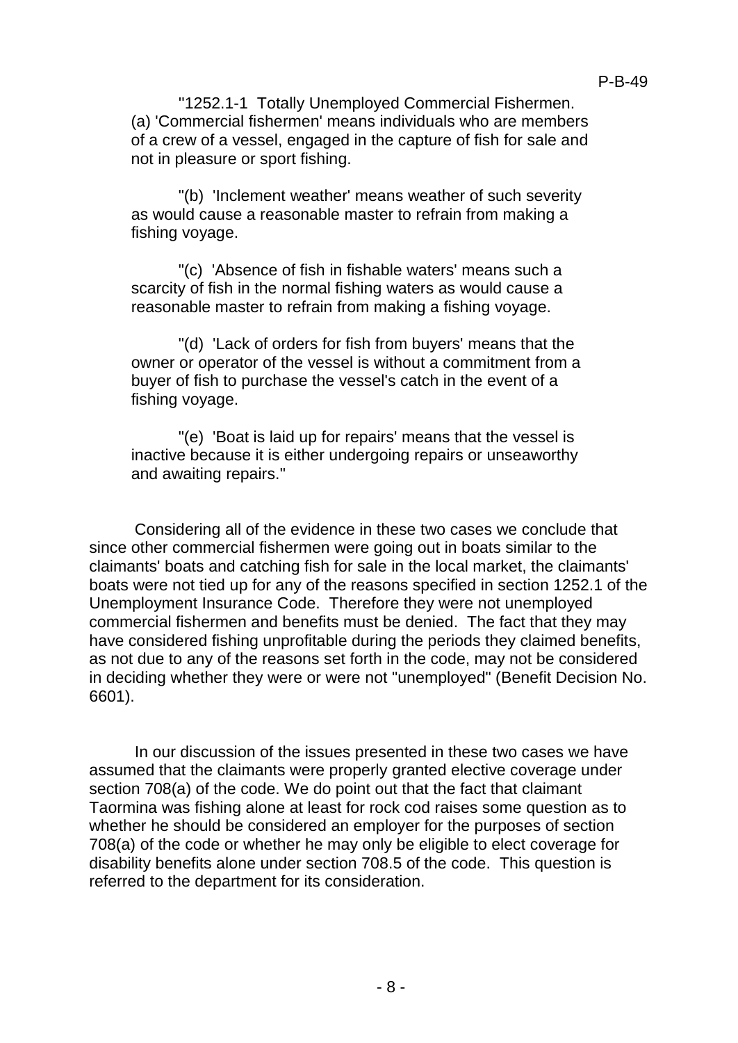"1252.1-1 Totally Unemployed Commercial Fishermen. (a) 'Commercial fishermen' means individuals who are members of a crew of a vessel, engaged in the capture of fish for sale and not in pleasure or sport fishing.

"(b) 'Inclement weather' means weather of such severity as would cause a reasonable master to refrain from making a fishing voyage.

"(c) 'Absence of fish in fishable waters' means such a scarcity of fish in the normal fishing waters as would cause a reasonable master to refrain from making a fishing voyage.

"(d) 'Lack of orders for fish from buyers' means that the owner or operator of the vessel is without a commitment from a buyer of fish to purchase the vessel's catch in the event of a fishing voyage.

"(e) 'Boat is laid up for repairs' means that the vessel is inactive because it is either undergoing repairs or unseaworthy and awaiting repairs."

Considering all of the evidence in these two cases we conclude that since other commercial fishermen were going out in boats similar to the claimants' boats and catching fish for sale in the local market, the claimants' boats were not tied up for any of the reasons specified in section 1252.1 of the Unemployment Insurance Code. Therefore they were not unemployed commercial fishermen and benefits must be denied. The fact that they may have considered fishing unprofitable during the periods they claimed benefits, as not due to any of the reasons set forth in the code, may not be considered in deciding whether they were or were not "unemployed" (Benefit Decision No. 6601).

In our discussion of the issues presented in these two cases we have assumed that the claimants were properly granted elective coverage under section 708(a) of the code. We do point out that the fact that claimant Taormina was fishing alone at least for rock cod raises some question as to whether he should be considered an employer for the purposes of section 708(a) of the code or whether he may only be eligible to elect coverage for disability benefits alone under section 708.5 of the code. This question is referred to the department for its consideration.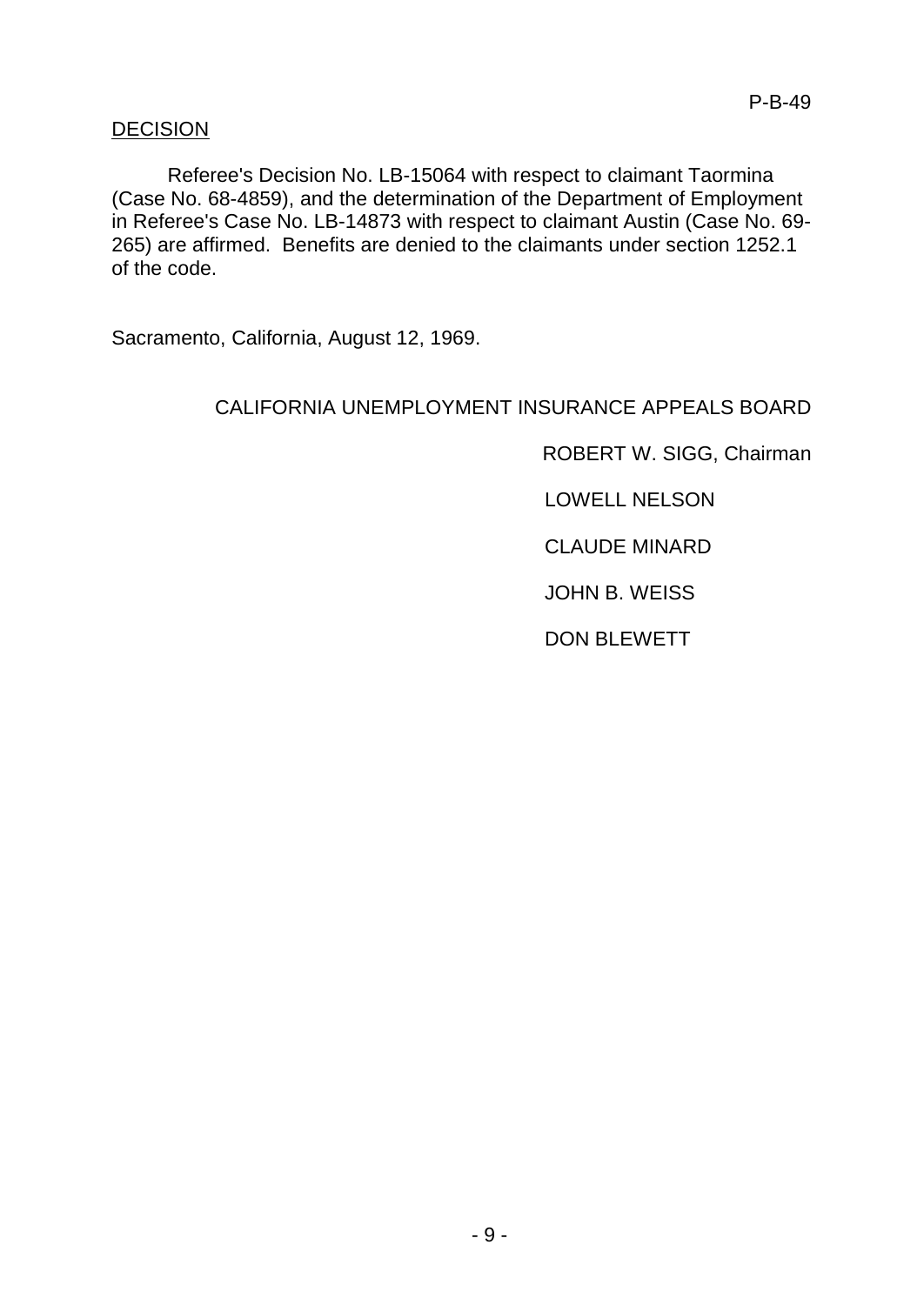P-B-49

DECISION

Referee's Decision No. LB-15064 with respect to claimant Taormina (Case No. 68-4859), and the determination of the Department of Employment in Referee's Case No. LB-14873 with respect to claimant Austin (Case No. 69-265) are affirmed. Benefits are denied to the claimants under section 1252.1 of the code.

Sacramento, California, August 12, 1969.

CALIFORNIA UNEMPLOYMENT INSURANCE APPEALS BOARD

ROBERT W. SIGG, Chairman

LOWELL NELSON

CLAUDE MINARD

JOHN B. WEISS

DON BLEWETT